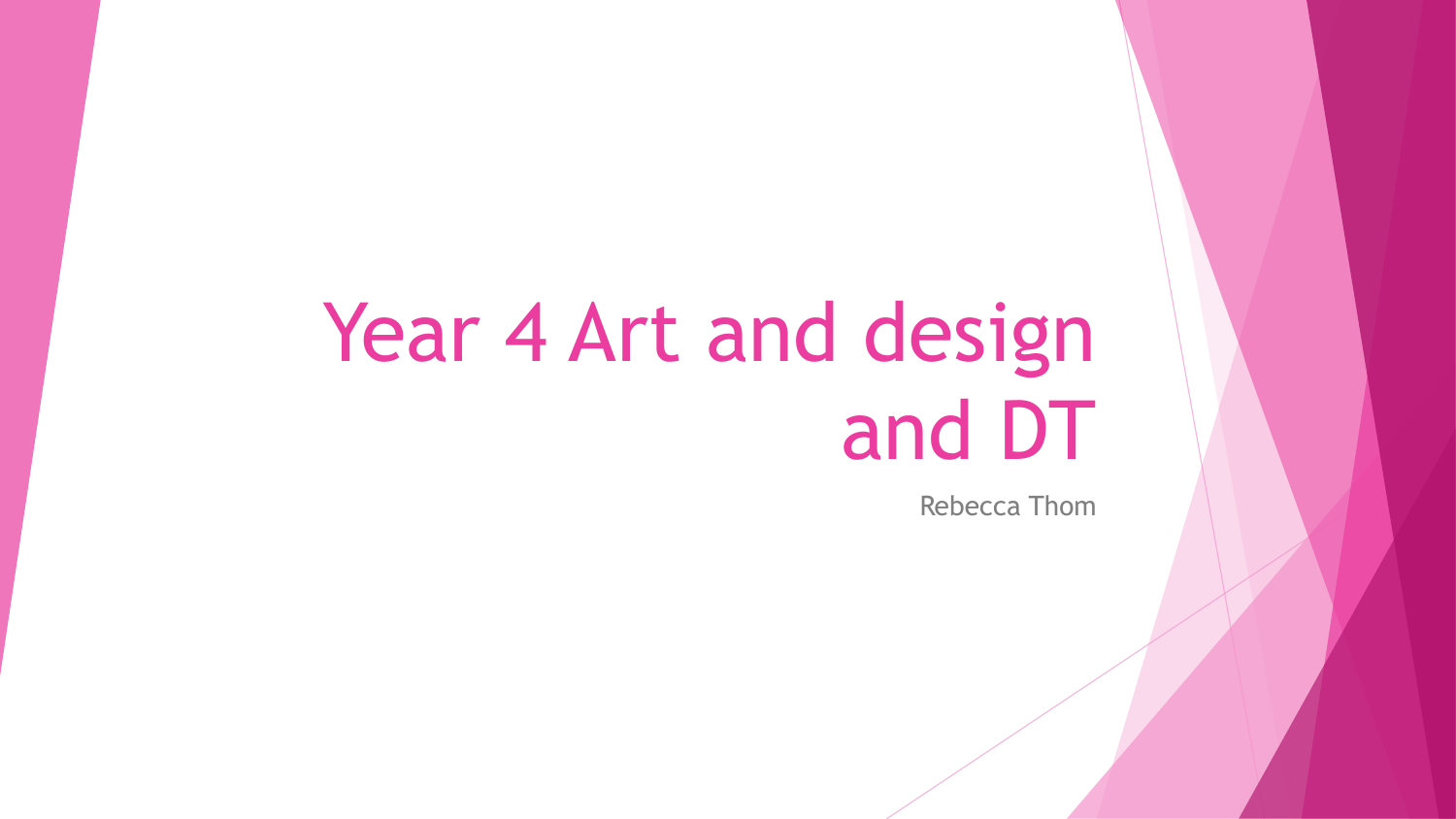# Year 4 Art and design and DT

Rebecca Thom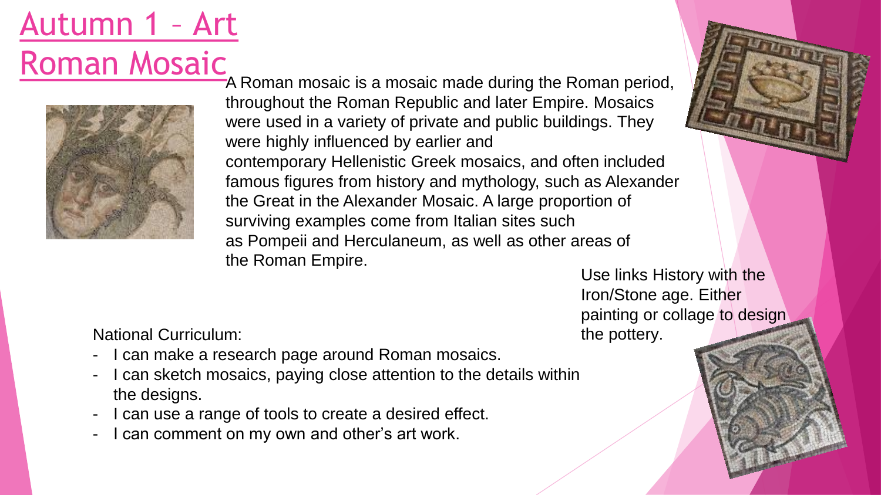# Autumn 1 – Art
# Roman Mosaic

A Roman mosaic is a mosaic made during the Roman period, throughout the Roman Republic and later Empire. Mosaics were used in a variety of private and public buildings. They were highly influenced by earlier and contemporary Hellenistic Greek mosaics, and often included famous figures from history and mythology, such as Alexander the Great in the Alexander Mosaic. A large proportion of surviving examples come from Italian sites such as Pompeii and Herculaneum, as well as other areas of the Roman Empire.

Use links History with the Iron/Stone age. Either painting or collage to design the pottery.

National Curriculum:

- I can make a research page around Roman mosaics.
- I can sketch mosaics, paying close attention to the details within the designs.
- I can use a range of tools to create a desired effect.
- I can comment on my own and other's art work.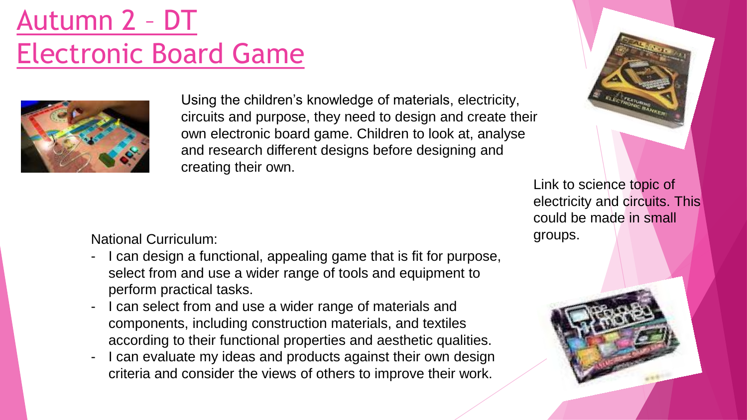# Autumn 2 – DT Electronic Board Game

Using the children's knowledge of materials, electricity, circuits and purpose, they need to design and create their own electronic board game. Children to look at, analyse and research different designs before designing and creating their own.

Link to science topic of electricity and circuits. This could be made in small groups.

National Curriculum:

- I can design a functional, appealing game that is fit for purpose, select from and use a wider range of tools and equipment to perform practical tasks.
- I can select from and use a wider range of materials and components, including construction materials, and textiles according to their functional properties and aesthetic qualities.
- I can evaluate my ideas and products against their own design criteria and consider the views of others to improve their work.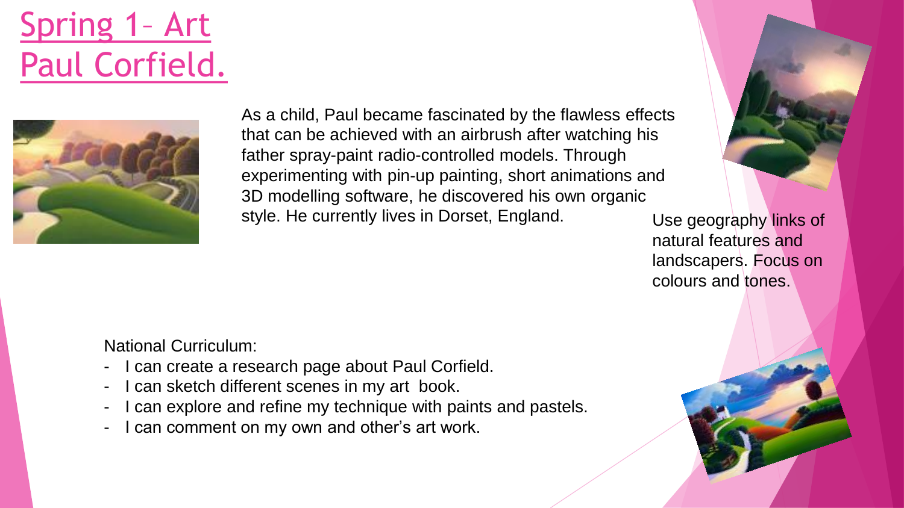# Spring 1– Art Paul Corfield.

As a child, Paul became fascinated by the flawless effects that can be achieved with an airbrush after watching his father spray-paint radio-controlled models. Through experimenting with pin-up painting, short animations and 3D modelling software, he discovered his own organic style. He currently lives in Dorset, England.

Use geography links of natural features and landscapers. Focus on colours and tones.

National Curriculum:

- I can create a research page about Paul Corfield.
- I can sketch different scenes in my art book.
- I can explore and refine my technique with paints and pastels.
- I can comment on my own and other's art work.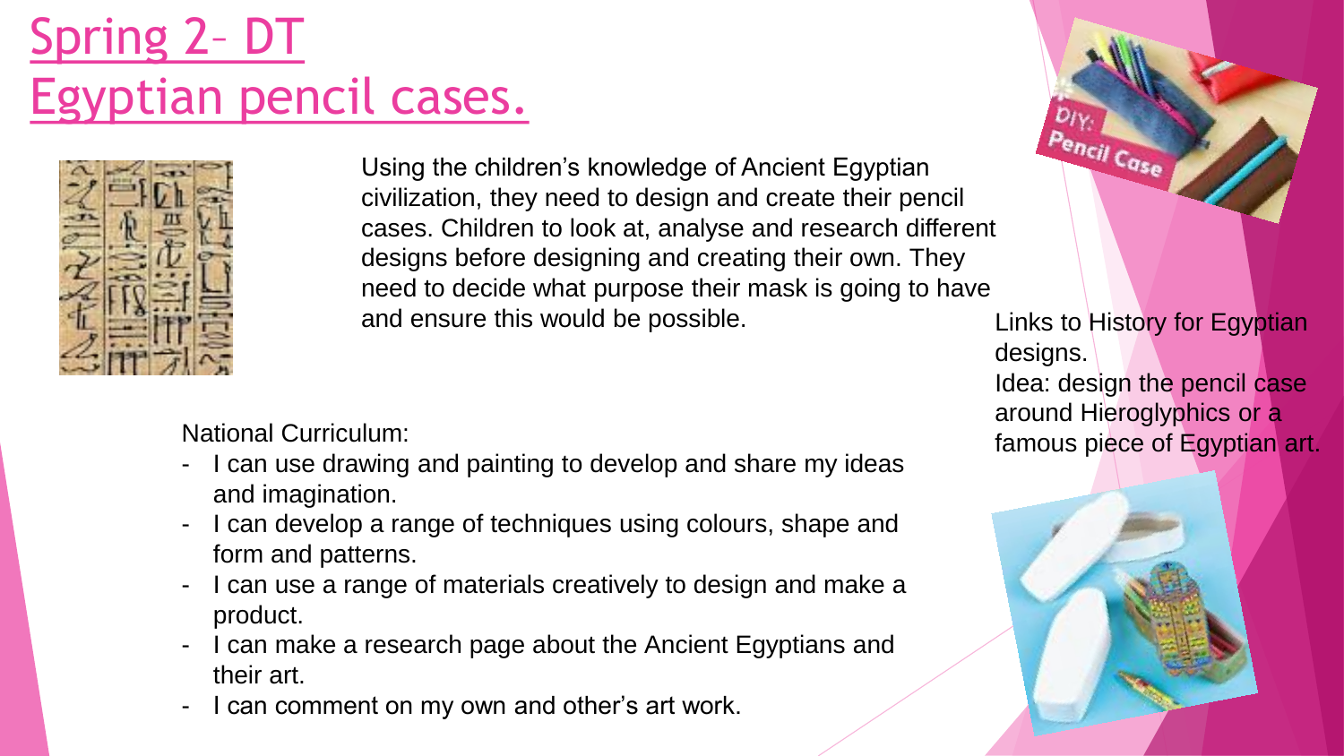# Spring 2– DT Egyptian pencil cases.

Using the children's knowledge of Ancient Egyptian civilization, they need to design and create their pencil cases. Children to look at, analyse and research different designs before designing and creating their own. They need to decide what purpose their mask is going to have and ensure this would be possible.

Links to History for Egyptian designs.
Idea: design the pencil case around Hieroglyphics or a famous piece of Egyptian art.

National Curriculum:

- I can use drawing and painting to develop and share my ideas and imagination.
- I can develop a range of techniques using colours, shape and form and patterns.
- I can use a range of materials creatively to design and make a product.
- I can make a research page about the Ancient Egyptians and their art.
- I can comment on my own and other's art work.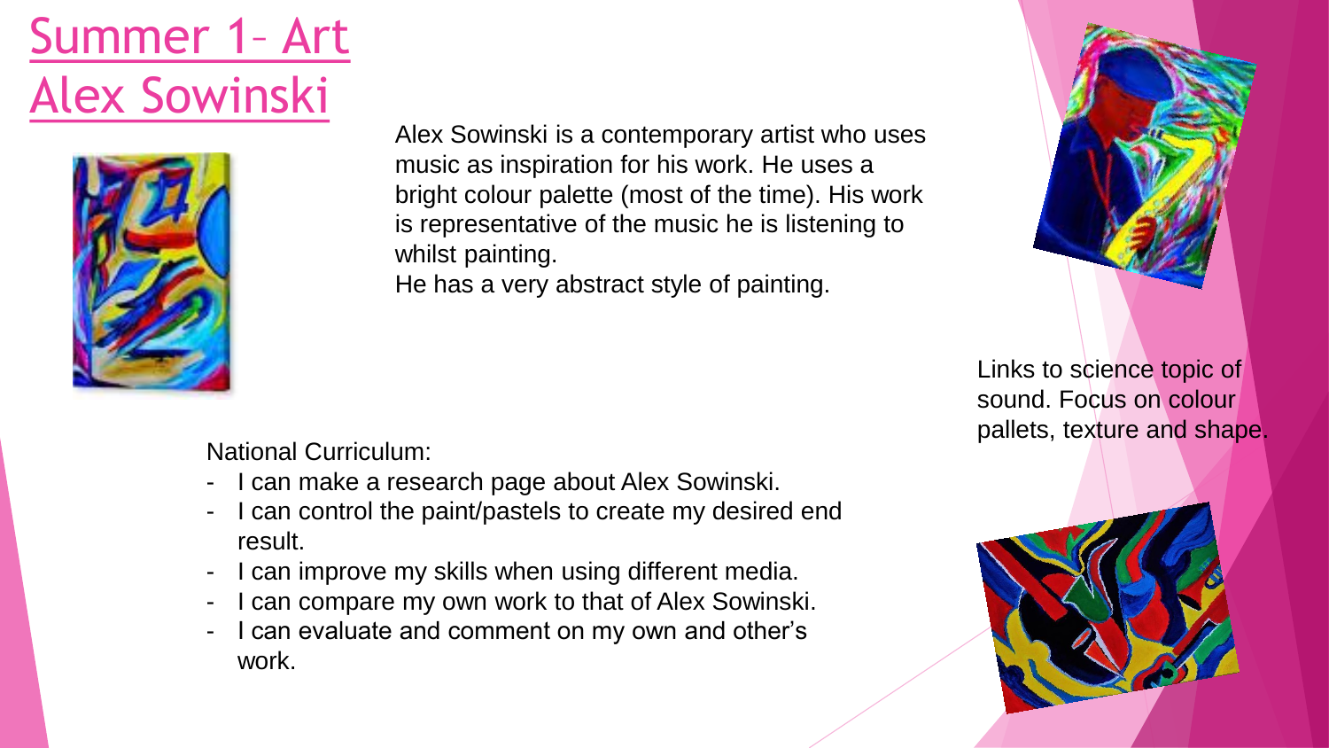# Summer 1– Art
# Alex Sowinski

Alex Sowinski is a contemporary artist who uses music as inspiration for his work. He uses a bright colour palette (most of the time). His work is representative of the music he is listening to whilst painting.

He has a very abstract style of painting.

Links to science topic of sound. Focus on colour pallets, texture and shape.

National Curriculum:

- I can make a research page about Alex Sowinski.
- I can control the paint/pastels to create my desired end result.
- I can improve my skills when using different media.
- I can compare my own work to that of Alex Sowinski.
- I can evaluate and comment on my own and other's work.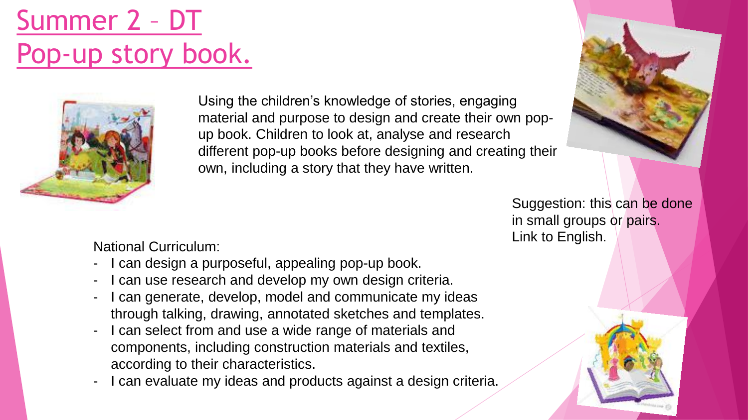# Summer 2 – DT Pop-up story book.

Using the children's knowledge of stories, engaging material and purpose to design and create their own pop-up book. Children to look at, analyse and research different pop-up books before designing and creating their own, including a story that they have written.

Suggestion: this can be done in small groups or pairs. Link to English.

National Curriculum:

- I can design a purposeful, appealing pop-up book.
- I can use research and develop my own design criteria.
- I can generate, develop, model and communicate my ideas through talking, drawing, annotated sketches and templates.
- I can select from and use a wide range of materials and components, including construction materials and textiles, according to their characteristics.
- I can evaluate my ideas and products against a design criteria.